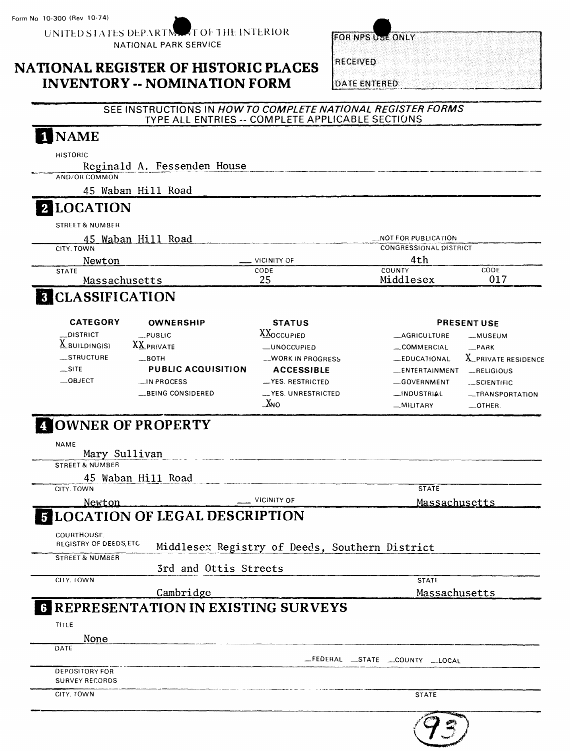Form No 10-300 (Rev 10-74)

UNITED STATES DEPARTMENT OF THE INTERIOR
NATIONAL PARK SERVICE

# NATIONAL REGISTER OF HISTORIC PLACES INVENTORY -- NOMINATION FORM

| FOR NPS USE ONLY |
|---|
| RECEIVED |
| DATE ENTERED |

SEE INSTRUCTIONS IN *HOW TO COMPLETE NATIONAL REGISTER FORMS*
TYPE ALL ENTRIES -- COMPLETE APPLICABLE SECTIONS

## 1 NAME

HISTORIC

Reginald A. Fessenden House

AND/OR COMMON

45 Waban Hill Road

## 2 LOCATION

STREET & NUMBER

45 Waban Hill Road

__NOT FOR PUBLICATION

| CITY, TOWN | | CONGRESSIONAL DISTRICT | |
|---|---|---|---|
| Newton | __ VICINITY OF | 4th | |
| **STATE** | **CODE** | **COUNTY** | **CODE** |
| Massachusetts | 25 | Middlesex | 017 |

## 3 CLASSIFICATION

| CATEGORY | OWNERSHIP | STATUS | PRESENT USE | |
|---|---|---|---|---|
| __DISTRICT | __PUBLIC | XXOCCUPIED | __AGRICULTURE | __MUSEUM |
| X BUILDING(S) | XX PRIVATE | __UNOCCUPIED | __COMMERCIAL | __PARK |
| __STRUCTURE | __BOTH | __WORK IN PROGRESS | __EDUCATIONAL | X PRIVATE RESIDENCE |
| __SITE | **PUBLIC ACQUISITION** | **ACCESSIBLE** | __ENTERTAINMENT | __RELIGIOUS |
| __OBJECT | __IN PROCESS | __YES. RESTRICTED | __GOVERNMENT | __SCIENTIFIC |
| | __BEING CONSIDERED | __YES. UNRESTRICTED | __INDUSTRIAL | __TRANSPORTATION |
| | | X NO | __MILITARY | __OTHER. |

## 4 OWNER OF PROPERTY

NAME

Mary Sullivan

STREET & NUMBER

45 Waban Hill Road

| CITY, TOWN | | STATE |
|---|---|---|
| Newton | __ VICINITY OF | Massachusetts |

## 5 LOCATION OF LEGAL DESCRIPTION

COURTHOUSE, REGISTRY OF DEEDS, ETC. Middlesex Registry of Deeds, Southern District

STREET & NUMBER 3rd and Ottis Streets

| CITY, TOWN | STATE |
|---|---|
| Cambridge | Massachusetts |

## 6 REPRESENTATION IN EXISTING SURVEYS

TITLE

None

DATE

__FEDERAL __STATE __COUNTY __LOCAL

DEPOSITORY FOR SURVEY RECORDS

| CITY, TOWN | STATE |
|---|---|
| | |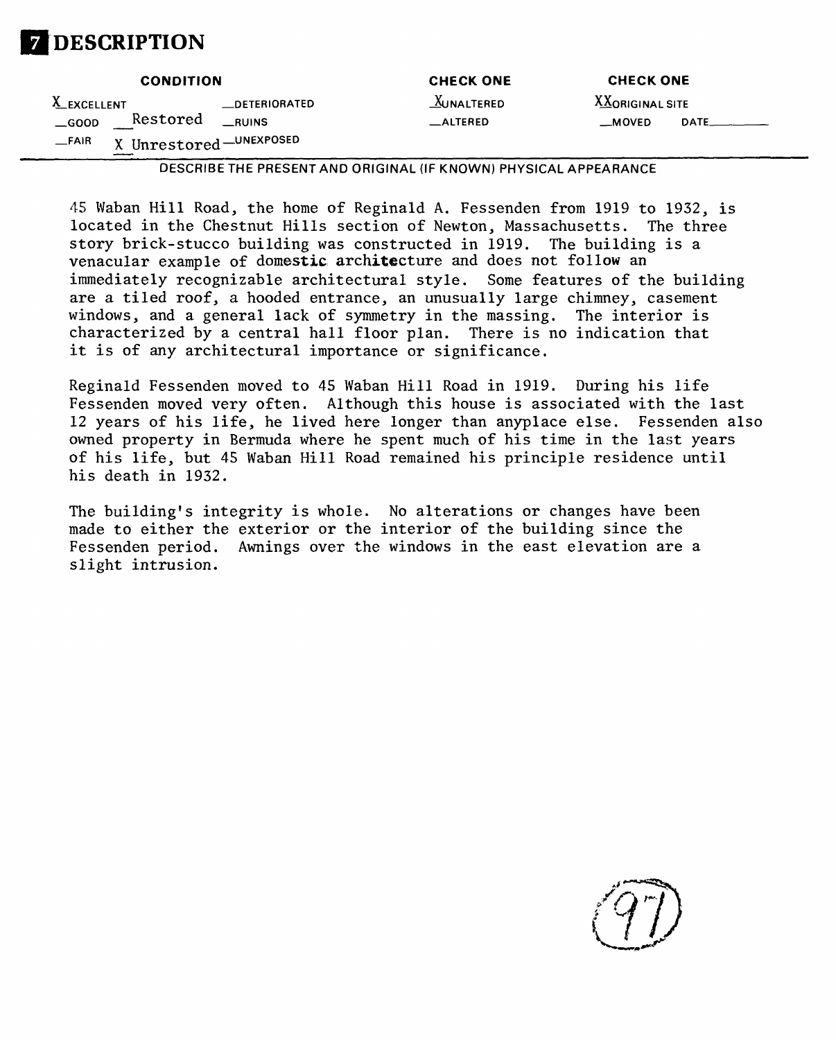# 7 DESCRIPTION

| CONDITION | | | CHECK ONE | CHECK ONE |
|---|---|---|---|---|
| X EXCELLENT | | __DETERIORATED | X UNALTERED | XX ORIGINAL SITE |
| __GOOD | __Restored | __RUINS | __ALTERED | __MOVED DATE______ |
| __FAIR | X Unrestored | __UNEXPOSED | | |

DESCRIBE THE PRESENT AND ORIGINAL (IF KNOWN) PHYSICAL APPEARANCE

45 Waban Hill Road, the home of Reginald A. Fessenden from 1919 to 1932, is located in the Chestnut Hills section of Newton, Massachusetts. The three story brick-stucco building was constructed in 1919. The building is a venacular example of domestic architecture and does not follow an immediately recognizable architectural style. Some features of the building are a tiled roof, a hooded entrance, an unusually large chimney, casement windows, and a general lack of symmetry in the massing. The interior is characterized by a central hall floor plan. There is no indication that it is of any architectural importance or significance.

Reginald Fessenden moved to 45 Waban Hill Road in 1919. During his life Fessenden moved very often. Although this house is associated with the last 12 years of his life, he lived here longer than anyplace else. Fessenden also owned property in Bermuda where he spent much of his time in the last years of his life, but 45 Waban Hill Road remained his principle residence until his death in 1932.

The building's integrity is whole. No alterations or changes have been made to either the exterior or the interior of the building since the Fessenden period. Awnings over the windows in the east elevation are a slight intrusion.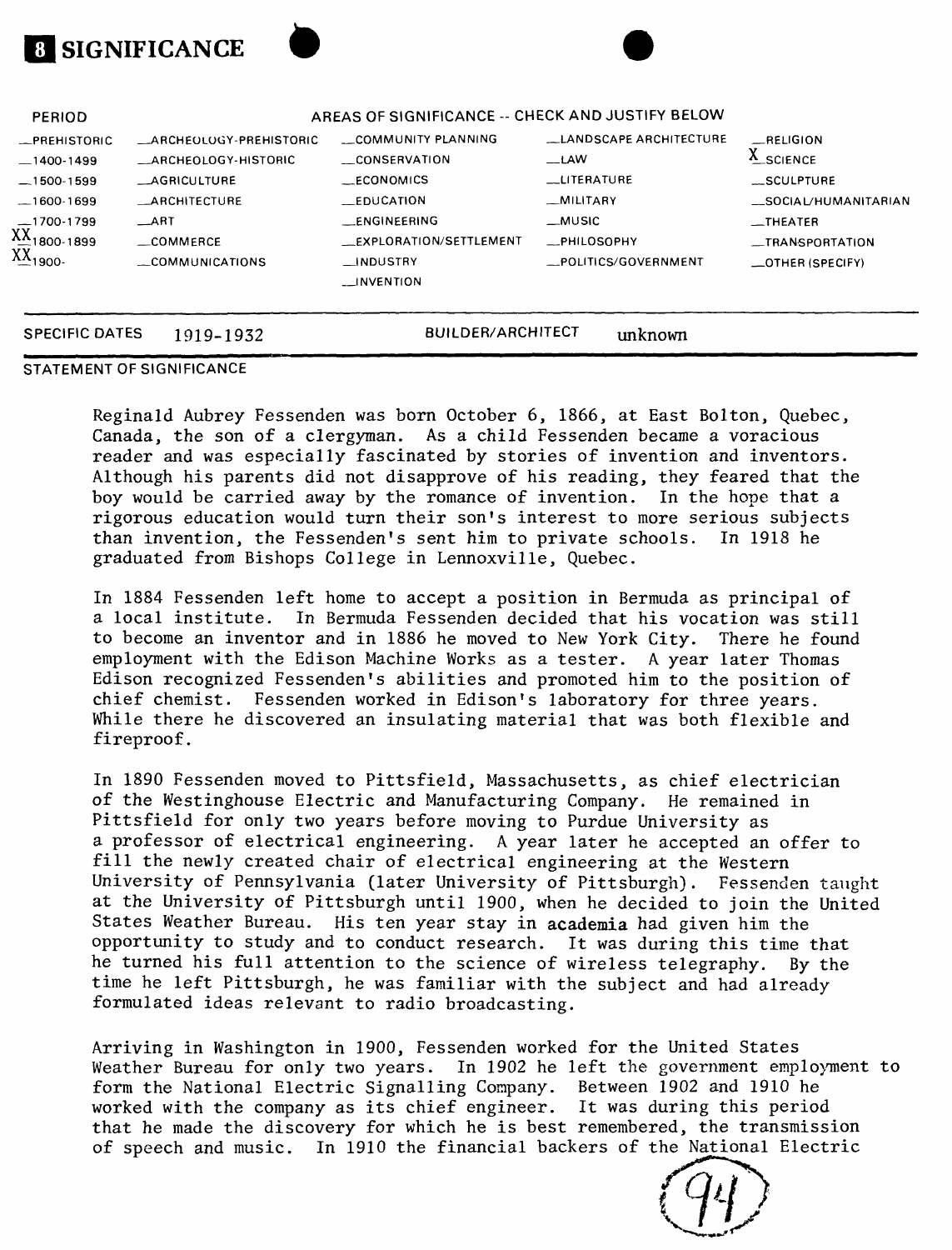# 8 SIGNIFICANCE

| PERIOD | AREAS OF SIGNIFICANCE -- CHECK AND JUSTIFY BELOW | | | |
|---|---|---|---|---|
| __PREHISTORIC | __ARCHEOLOGY-PREHISTORIC | __COMMUNITY PLANNING | __LANDSCAPE ARCHITECTURE | __RELIGION |
| __1400-1499 | __ARCHEOLOGY-HISTORIC | __CONSERVATION | __LAW | X SCIENCE |
| __1500-1599 | __AGRICULTURE | __ECONOMICS | __LITERATURE | __SCULPTURE |
| __1600-1699 | __ARCHITECTURE | __EDUCATION | __MILITARY | __SOCIAL/HUMANITARIAN |
| __1700-1799 | __ART | __ENGINEERING | __MUSIC | __THEATER |
| XX 1800-1899 | __COMMERCE | __EXPLORATION/SETTLEMENT | __PHILOSOPHY | __TRANSPORTATION |
| XX 1900- | __COMMUNICATIONS | __INDUSTRY | __POLITICS/GOVERNMENT | __OTHER (SPECIFY) |
| | | __INVENTION | | |

SPECIFIC DATES 1919-1932 BUILDER/ARCHITECT unknown

## STATEMENT OF SIGNIFICANCE

Reginald Aubrey Fessenden was born October 6, 1866, at East Bolton, Quebec, Canada, the son of a clergyman. As a child Fessenden became a voracious reader and was especially fascinated by stories of invention and inventors. Although his parents did not disapprove of his reading, they feared that the boy would be carried away by the romance of invention. In the hope that a rigorous education would turn their son's interest to more serious subjects than invention, the Fessenden's sent him to private schools. In 1918 he graduated from Bishops College in Lennoxville, Quebec.

In 1884 Fessenden left home to accept a position in Bermuda as principal of a local institute. In Bermuda Fessenden decided that his vocation was still to become an inventor and in 1886 he moved to New York City. There he found employment with the Edison Machine Works as a tester. A year later Thomas Edison recognized Fessenden's abilities and promoted him to the position of chief chemist. Fessenden worked in Edison's laboratory for three years. While there he discovered an insulating material that was both flexible and fireproof.

In 1890 Fessenden moved to Pittsfield, Massachusetts, as chief electrician of the Westinghouse Electric and Manufacturing Company. He remained in Pittsfield for only two years before moving to Purdue University as a professor of electrical engineering. A year later he accepted an offer to fill the newly created chair of electrical engineering at the Western University of Pennsylvania (later University of Pittsburgh). Fessenden taught at the University of Pittsburgh until 1900, when he decided to join the United States Weather Bureau. His ten year stay in academia had given him the opportunity to study and to conduct research. It was during this time that he turned his full attention to the science of wireless telegraphy. By the time he left Pittsburgh, he was familiar with the subject and had already formulated ideas relevant to radio broadcasting.

Arriving in Washington in 1900, Fessenden worked for the United States Weather Bureau for only two years. In 1902 he left the government employment to form the National Electric Signalling Company. Between 1902 and 1910 he worked with the company as its chief engineer. It was during this period that he made the discovery for which he is best remembered, the transmission of speech and music. In 1910 the financial backers of the National Electric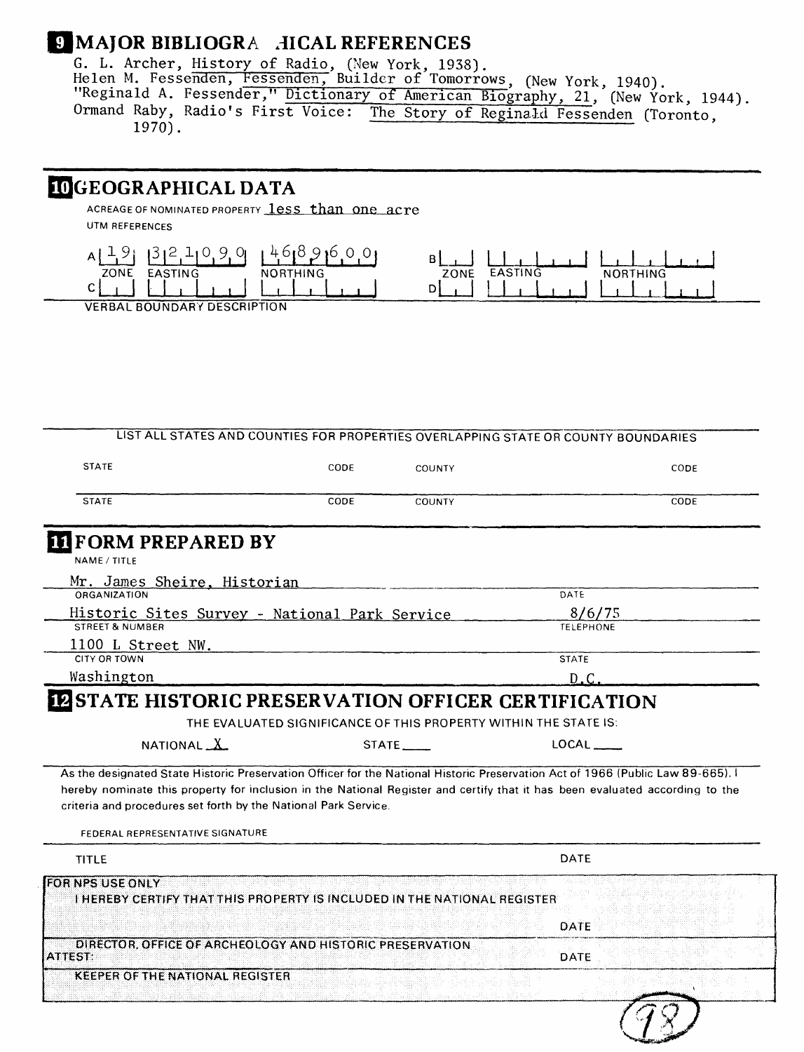## 9 MAJOR BIBLIOGRA HICAL REFERENCES

G. L. Archer, History of Radio, (New York, 1938).
Helen M. Fessenden, Fessenden, Builder of Tomorrows, (New York, 1940).
"Reginald A. Fessender," Dictionary of American Biography, 21, (New York, 1944).
Ormand Raby, Radio's First Voice: The Story of Reginald Fessenden (Toronto, 1970).

## 10 GEOGRAPHICAL DATA

ACREAGE OF NOMINATED PROPERTY less than one acre

UTM REFERENCES

| | ZONE | EASTING | NORTHING | | ZONE | EASTING | NORTHING |
|---|---|---|---|---|---|---|---|
| A | 19 | 321090 | 4689600 | B | | | |
| C | | | | D | | | |

VERBAL BOUNDARY DESCRIPTION

LIST ALL STATES AND COUNTIES FOR PROPERTIES OVERLAPPING STATE OR COUNTY BOUNDARIES

| STATE | CODE | COUNTY | CODE |
|---|---|---|---|
| STATE | CODE | COUNTY | CODE |

## 11 FORM PREPARED BY

NAME / TITLE
Mr. James Sheire, Historian

ORGANIZATION: Historic Sites Survey - National Park Service
DATE: 8/6/75

STREET & NUMBER: 1100 L Street NW.
TELEPHONE:

CITY OR TOWN: Washington
STATE: D.C.

## 12 STATE HISTORIC PRESERVATION OFFICER CERTIFICATION

THE EVALUATED SIGNIFICANCE OF THIS PROPERTY WITHIN THE STATE IS:

NATIONAL X STATE ___ LOCAL ___

As the designated State Historic Preservation Officer for the National Historic Preservation Act of 1966 (Public Law 89-665), I hereby nominate this property for inclusion in the National Register and certify that it has been evaluated according to the criteria and procedures set forth by the National Park Service.

FEDERAL REPRESENTATIVE SIGNATURE

TITLE DATE

FOR NPS USE ONLY
I HEREBY CERTIFY THAT THIS PROPERTY IS INCLUDED IN THE NATIONAL REGISTER

DATE

DIRECTOR, OFFICE OF ARCHEOLOGY AND HISTORIC PRESERVATION
ATTEST: DATE

KEEPER OF THE NATIONAL REGISTER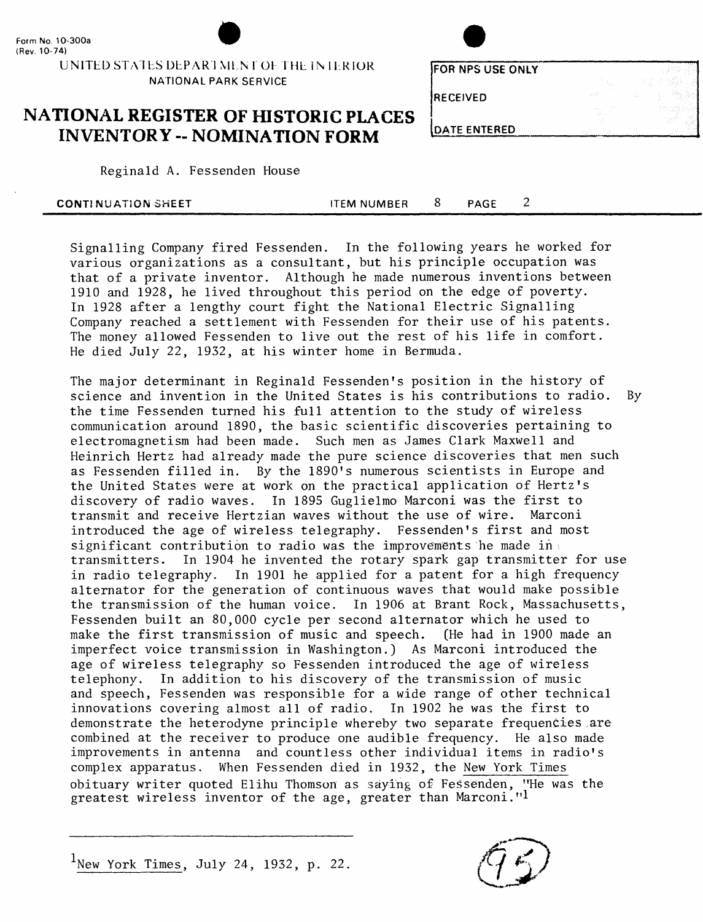Form No. 10-300a
(Rev. 10-74)

UNITED STATES DEPARTMENT OF THE INTERIOR
NATIONAL PARK SERVICE

# NATIONAL REGISTER OF HISTORIC PLACES INVENTORY -- NOMINATION FORM

| FOR NPS USE ONLY |
|---|
| RECEIVED |
| DATE ENTERED |

Reginald A. Fessenden House

CONTINUATION SHEET — ITEM NUMBER 8 — PAGE 2

Signalling Company fired Fessenden. In the following years he worked for various organizations as a consultant, but his principle occupation was that of a private inventor. Although he made numerous inventions between 1910 and 1928, he lived throughout this period on the edge of poverty. In 1928 after a lengthy court fight the National Electric Signalling Company reached a settlement with Fessenden for their use of his patents. The money allowed Fessenden to live out the rest of his life in comfort. He died July 22, 1932, at his winter home in Bermuda.

The major determinant in Reginald Fessenden's position in the history of science and invention in the United States is his contributions to radio. By the time Fessenden turned his full attention to the study of wireless communication around 1890, the basic scientific discoveries pertaining to electromagnetism had been made. Such men as James Clark Maxwell and Heinrich Hertz had already made the pure science discoveries that men such as Fessenden filled in. By the 1890's numerous scientists in Europe and the United States were at work on the practical application of Hertz's discovery of radio waves. In 1895 Guglielmo Marconi was the first to transmit and receive Hertzian waves without the use of wire. Marconi introduced the age of wireless telegraphy. Fessenden's first and most significant contribution to radio was the improvements he made in transmitters. In 1904 he invented the rotary spark gap transmitter for use in radio telegraphy. In 1901 he applied for a patent for a high frequency alternator for the generation of continuous waves that would make possible the transmission of the human voice. In 1906 at Brant Rock, Massachusetts, Fessenden built an 80,000 cycle per second alternator which he used to make the first transmission of music and speech. (He had in 1900 made an imperfect voice transmission in Washington.) As Marconi introduced the age of wireless telegraphy so Fessenden introduced the age of wireless telephony. In addition to his discovery of the transmission of music and speech, Fessenden was responsible for a wide range of other technical innovations covering almost all of radio. In 1902 he was the first to demonstrate the heterodyne principle whereby two separate frequencies are combined at the receiver to produce one audible frequency. He also made improvements in antenna and countless other individual items in radio's complex apparatus. When Fessenden died in 1932, the New York Times obituary writer quoted Elihu Thomson as saying of Fessenden, "He was the greatest wireless inventor of the age, greater than Marconi."[1]

---

[1] New York Times, July 24, 1932, p. 22.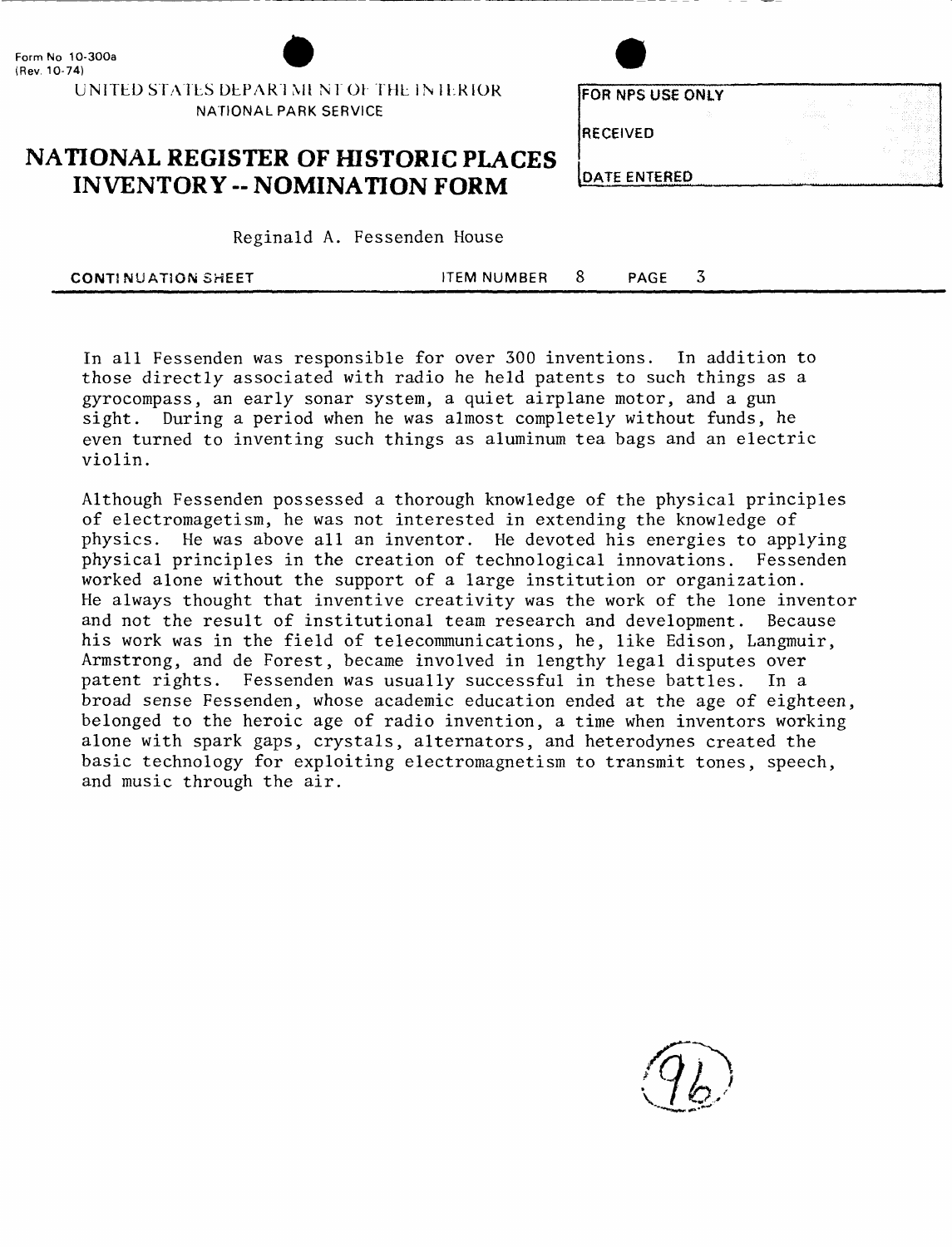Reginald A. Fessenden House

CONTINUATION SHEET ITEM NUMBER 8 PAGE 3

In all Fessenden was responsible for over 300 inventions. In addition to those directly associated with radio he held patents to such things as a gyrocompass, an early sonar system, a quiet airplane motor, and a gun sight. During a period when he was almost completely without funds, he even turned to inventing such things as aluminum tea bags and an electric violin.

Although Fessenden possessed a thorough knowledge of the physical principles of electromagetism, he was not interested in extending the knowledge of physics. He was above all an inventor. He devoted his energies to applying physical principles in the creation of technological innovations. Fessenden worked alone without the support of a large institution or organization. He always thought that inventive creativity was the work of the lone inventor and not the result of institutional team research and development. Because his work was in the field of telecommunications, he, like Edison, Langmuir, Armstrong, and de Forest, became involved in lengthy legal disputes over patent rights. Fessenden was usually successful in these battles. In a broad sense Fessenden, whose academic education ended at the age of eighteen, belonged to the heroic age of radio invention, a time when inventors working alone with spark gaps, crystals, alternators, and heterodynes created the basic technology for exploiting electromagnetism to transmit tones, speech, and music through the air.